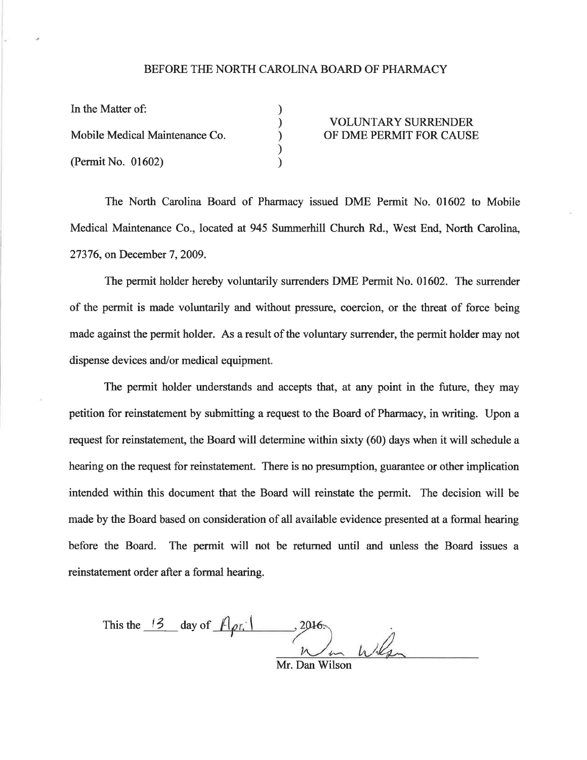BEFORE THE NORTH CAROLINA BOARD OF PHARMACY

| | | |
|---|---|---|
| In the Matter of: | ) | |
| | ) | VOLUNTARY SURRENDER |
| Mobile Medical Maintenance Co. | ) | OF DME PERMIT FOR CAUSE |
| | ) | |
| (Permit No. 01602) | ) | |

The North Carolina Board of Pharmacy issued DME Permit No. 01602 to Mobile Medical Maintenance Co., located at 945 Summerhill Church Rd., West End, North Carolina, 27376, on December 7, 2009.

The permit holder hereby voluntarily surrenders DME Permit No. 01602. The surrender of the permit is made voluntarily and without pressure, coercion, or the threat of force being made against the permit holder. As a result of the voluntary surrender, the permit holder may not dispense devices and/or medical equipment.

The permit holder understands and accepts that, at any point in the future, they may petition for reinstatement by submitting a request to the Board of Pharmacy, in writing. Upon a request for reinstatement, the Board will determine within sixty (60) days when it will schedule a hearing on the request for reinstatement. There is no presumption, guarantee or other implication intended within this document that the Board will reinstate the permit. The decision will be made by the Board based on consideration of all available evidence presented at a formal hearing before the Board. The permit will not be returned until and unless the Board issues a reinstatement order after a formal hearing.

This the 13 day of April, 2016.

Dan Wilson

Mr. Dan Wilson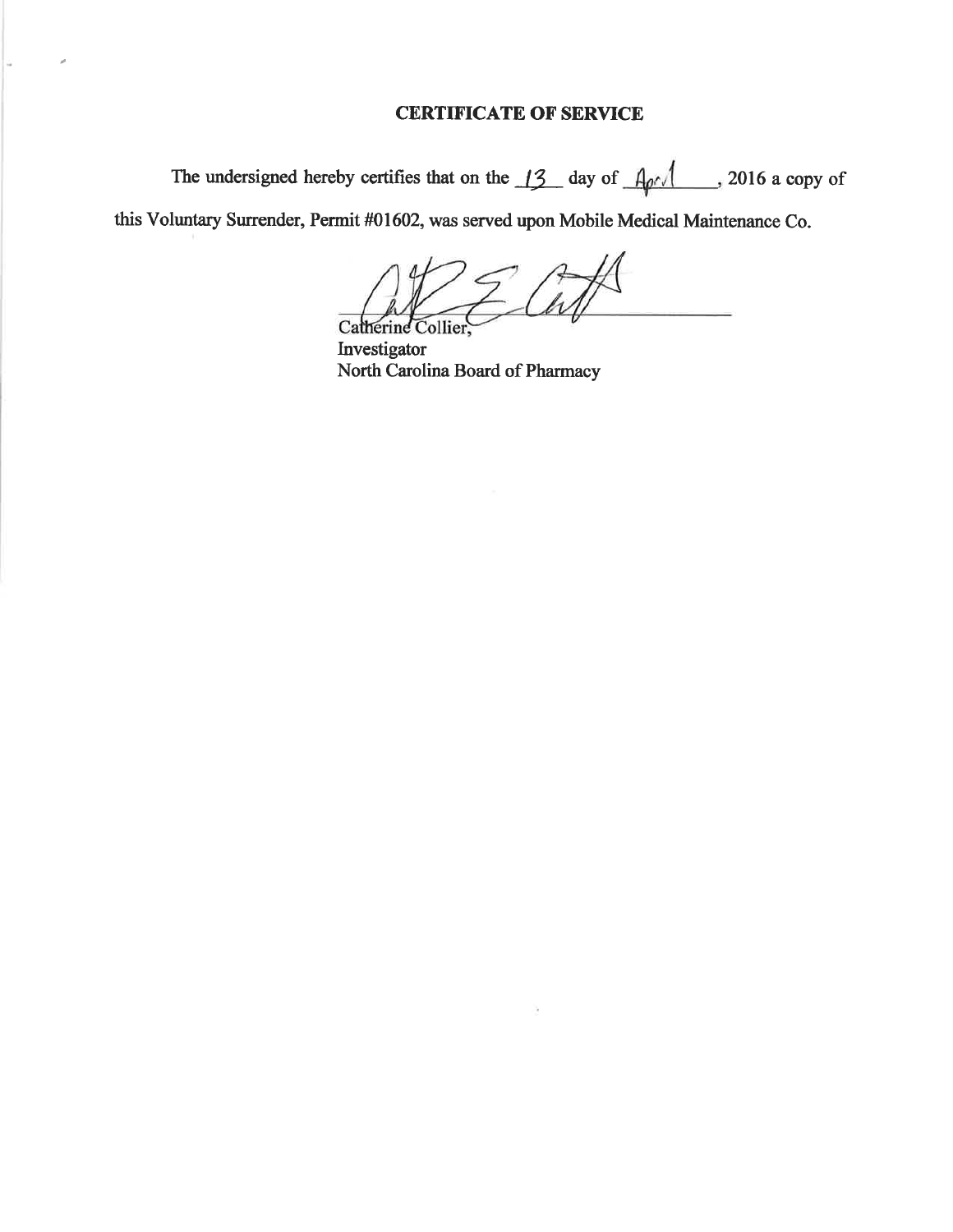## CERTIFICATE OF SERVICE

The undersigned hereby certifies that on the 13 day of April, 2016 a copy of this Voluntary Surrender, Permit #01602, was served upon Mobile Medical Maintenance Co.

Catherine Collier,
Investigator
North Carolina Board of Pharmacy